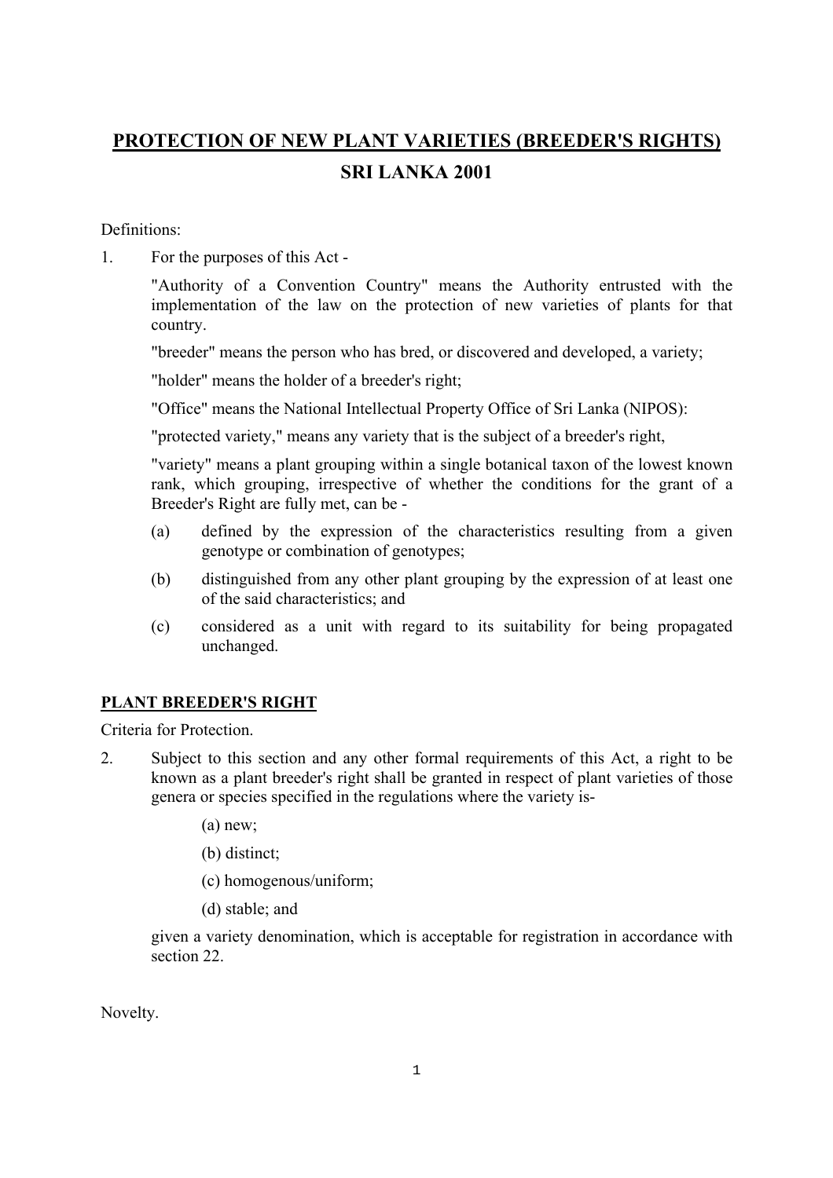# PROTECTION OF NEW PLANT VARIETIES (BREEDER'S RIGHTS) SRI LANKA 2001

Definitions:

1. For the purposes of this Act -

   "Authority of a Convention Country" means the Authority entrusted with the implementation of the law on the protection of new varieties of plants for that country.

   "breeder" means the person who has bred, or discovered and developed, a variety;

   "holder" means the holder of a breeder's right;

   "Office" means the National Intellectual Property Office of Sri Lanka (NIPOS):

   "protected variety," means any variety that is the subject of a breeder's right,

   "variety" means a plant grouping within a single botanical taxon of the lowest known rank, which grouping, irrespective of whether the conditions for the grant of a Breeder's Right are fully met, can be -

   (a) defined by the expression of the characteristics resulting from a given genotype or combination of genotypes;

   (b) distinguished from any other plant grouping by the expression of at least one of the said characteristics; and

   (c) considered as a unit with regard to its suitability for being propagated unchanged.

## PLANT BREEDER'S RIGHT

Criteria for Protection.

2. Subject to this section and any other formal requirements of this Act, a right to be known as a plant breeder's right shall be granted in respect of plant varieties of those genera or species specified in the regulations where the variety is-

   (a) new;

   (b) distinct;

   (c) homogenous/uniform;

   (d) stable; and

   given a variety denomination, which is acceptable for registration in accordance with section 22.

Novelty.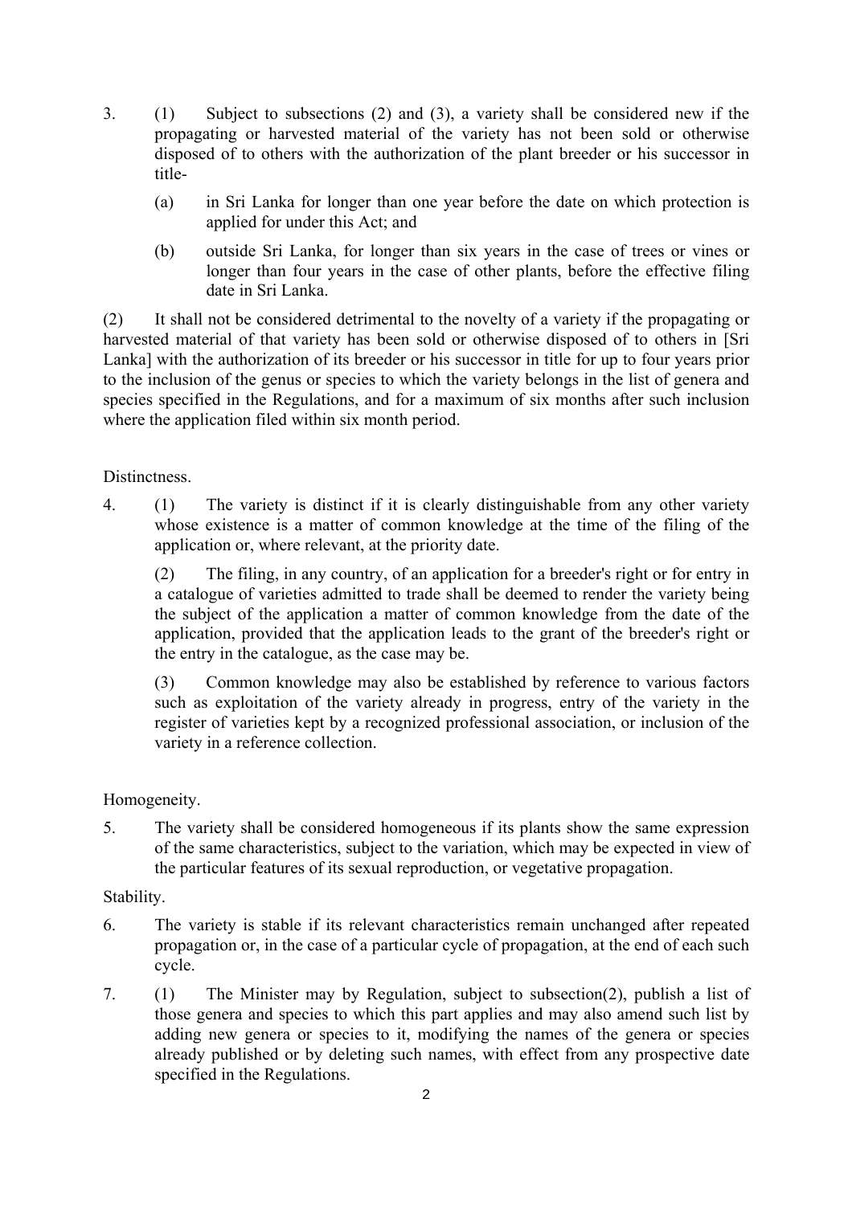3. (1) Subject to subsections (2) and (3), a variety shall be considered new if the propagating or harvested material of the variety has not been sold or otherwise disposed of to others with the authorization of the plant breeder or his successor in title-

   (a) in Sri Lanka for longer than one year before the date on which protection is applied for under this Act; and

   (b) outside Sri Lanka, for longer than six years in the case of trees or vines or longer than four years in the case of other plants, before the effective filing date in Sri Lanka.

(2) It shall not be considered detrimental to the novelty of a variety if the propagating or harvested material of that variety has been sold or otherwise disposed of to others in [Sri Lanka] with the authorization of its breeder or his successor in title for up to four years prior to the inclusion of the genus or species to which the variety belongs in the list of genera and species specified in the Regulations, and for a maximum of six months after such inclusion where the application filed within six month period.

Distinctness.

4. (1) The variety is distinct if it is clearly distinguishable from any other variety whose existence is a matter of common knowledge at the time of the filing of the application or, where relevant, at the priority date.

   (2) The filing, in any country, of an application for a breeder's right or for entry in a catalogue of varieties admitted to trade shall be deemed to render the variety being the subject of the application a matter of common knowledge from the date of the application, provided that the application leads to the grant of the breeder's right or the entry in the catalogue, as the case may be.

   (3) Common knowledge may also be established by reference to various factors such as exploitation of the variety already in progress, entry of the variety in the register of varieties kept by a recognized professional association, or inclusion of the variety in a reference collection.

Homogeneity.

5. The variety shall be considered homogeneous if its plants show the same expression of the same characteristics, subject to the variation, which may be expected in view of the particular features of its sexual reproduction, or vegetative propagation.

Stability.

6. The variety is stable if its relevant characteristics remain unchanged after repeated propagation or, in the case of a particular cycle of propagation, at the end of each such cycle.

7. (1) The Minister may by Regulation, subject to subsection(2), publish a list of those genera and species to which this part applies and may also amend such list by adding new genera or species to it, modifying the names of the genera or species already published or by deleting such names, with effect from any prospective date specified in the Regulations.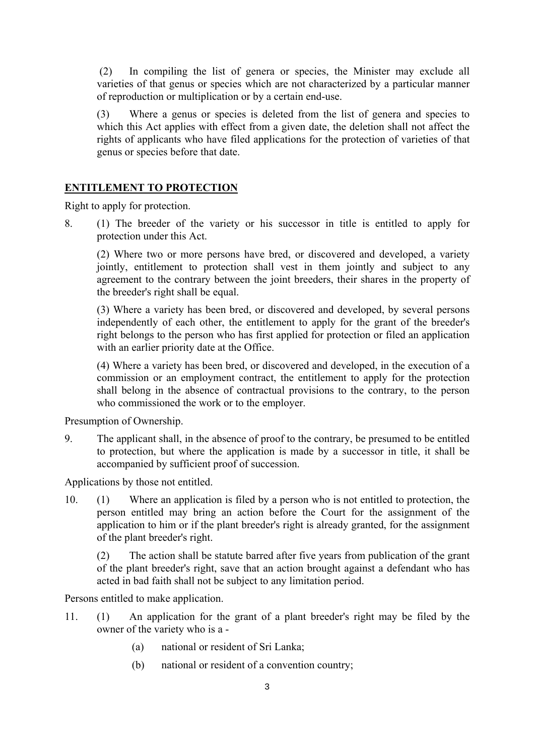(2) In compiling the list of genera or species, the Minister may exclude all varieties of that genus or species which are not characterized by a particular manner of reproduction or multiplication or by a certain end-use.

(3) Where a genus or species is deleted from the list of genera and species to which this Act applies with effect from a given date, the deletion shall not affect the rights of applicants who have filed applications for the protection of varieties of that genus or species before that date.

## **ENTITLEMENT TO PROTECTION**

Right to apply for protection.

8. (1) The breeder of the variety or his successor in title is entitled to apply for protection under this Act.

(2) Where two or more persons have bred, or discovered and developed, a variety jointly, entitlement to protection shall vest in them jointly and subject to any agreement to the contrary between the joint breeders, their shares in the property of the breeder's right shall be equal.

(3) Where a variety has been bred, or discovered and developed, by several persons independently of each other, the entitlement to apply for the grant of the breeder's right belongs to the person who has first applied for protection or filed an application with an earlier priority date at the Office.

(4) Where a variety has been bred, or discovered and developed, in the execution of a commission or an employment contract, the entitlement to apply for the protection shall belong in the absence of contractual provisions to the contrary, to the person who commissioned the work or to the employer.

Presumption of Ownership.

9. The applicant shall, in the absence of proof to the contrary, be presumed to be entitled to protection, but where the application is made by a successor in title, it shall be accompanied by sufficient proof of succession.

Applications by those not entitled.

10. (1) Where an application is filed by a person who is not entitled to protection, the person entitled may bring an action before the Court for the assignment of the application to him or if the plant breeder's right is already granted, for the assignment of the plant breeder's right.

(2) The action shall be statute barred after five years from publication of the grant of the plant breeder's right, save that an action brought against a defendant who has acted in bad faith shall not be subject to any limitation period.

Persons entitled to make application.

11. (1) An application for the grant of a plant breeder's right may be filed by the owner of the variety who is a -

   (a) national or resident of Sri Lanka;

   (b) national or resident of a convention country;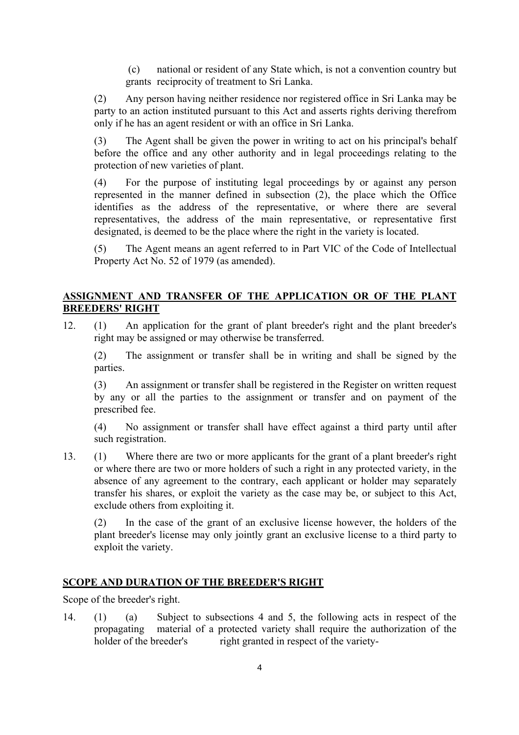(c) national or resident of any State which, is not a convention country but grants reciprocity of treatment to Sri Lanka.

(2) Any person having neither residence nor registered office in Sri Lanka may be party to an action instituted pursuant to this Act and asserts rights deriving therefrom only if he has an agent resident or with an office in Sri Lanka.

(3) The Agent shall be given the power in writing to act on his principal's behalf before the office and any other authority and in legal proceedings relating to the protection of new varieties of plant.

(4) For the purpose of instituting legal proceedings by or against any person represented in the manner defined in subsection (2), the place which the Office identifies as the address of the representative, or where there are several representatives, the address of the main representative, or representative first designated, is deemed to be the place where the right in the variety is located.

(5) The Agent means an agent referred to in Part VIC of the Code of Intellectual Property Act No. 52 of 1979 (as amended).

## **ASSIGNMENT AND TRANSFER OF THE APPLICATION OR OF THE PLANT BREEDERS' RIGHT**

12. (1) An application for the grant of plant breeder's right and the plant breeder's right may be assigned or may otherwise be transferred.

(2) The assignment or transfer shall be in writing and shall be signed by the parties.

(3) An assignment or transfer shall be registered in the Register on written request by any or all the parties to the assignment or transfer and on payment of the prescribed fee.

(4) No assignment or transfer shall have effect against a third party until after such registration.

13. (1) Where there are two or more applicants for the grant of a plant breeder's right or where there are two or more holders of such a right in any protected variety, in the absence of any agreement to the contrary, each applicant or holder may separately transfer his shares, or exploit the variety as the case may be, or subject to this Act, exclude others from exploiting it.

(2) In the case of the grant of an exclusive license however, the holders of the plant breeder's license may only jointly grant an exclusive license to a third party to exploit the variety.

## **SCOPE AND DURATION OF THE BREEDER'S RIGHT**

Scope of the breeder's right.

14. (1) (a) Subject to subsections 4 and 5, the following acts in respect of the propagating material of a protected variety shall require the authorization of the holder of the breeder's right granted in respect of the variety-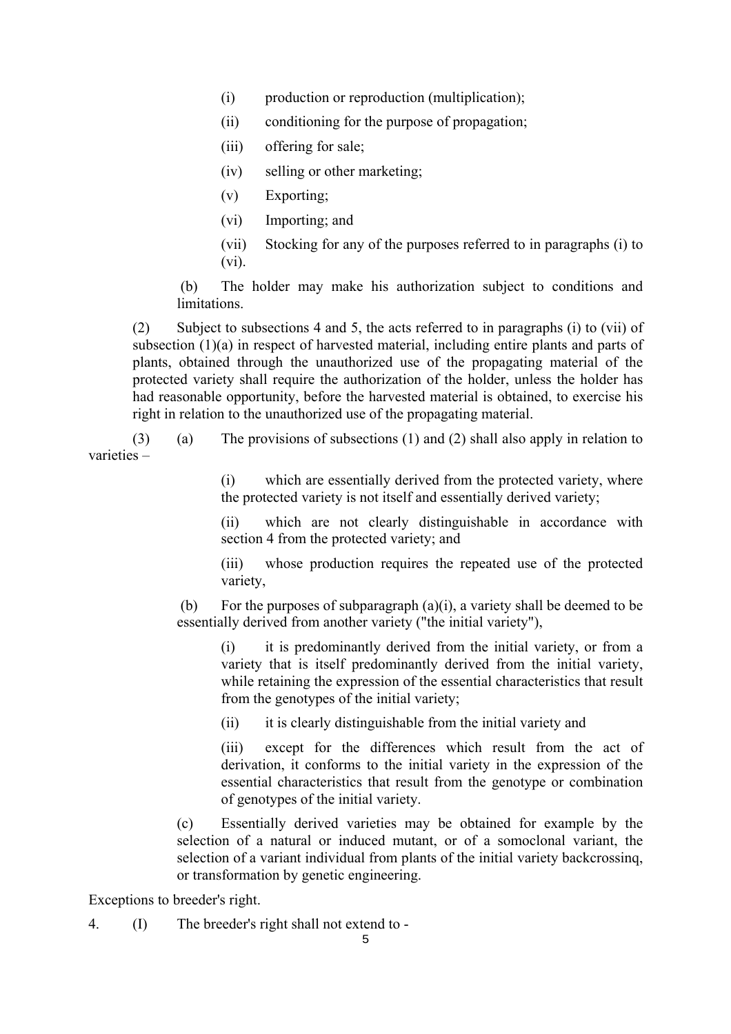(i) production or reproduction (multiplication);

(ii) conditioning for the purpose of propagation;

(iii) offering for sale;

(iv) selling or other marketing;

(v) Exporting;

(vi) Importing; and

(vii) Stocking for any of the purposes referred to in paragraphs (i) to (vi).

(b) The holder may make his authorization subject to conditions and limitations.

(2) Subject to subsections 4 and 5, the acts referred to in paragraphs (i) to (vii) of subsection (1)(a) in respect of harvested material, including entire plants and parts of plants, obtained through the unauthorized use of the propagating material of the protected variety shall require the authorization of the holder, unless the holder has had reasonable opportunity, before the harvested material is obtained, to exercise his right in relation to the unauthorized use of the propagating material.

(3) (a) The provisions of subsections (1) and (2) shall also apply in relation to varieties –

(i) which are essentially derived from the protected variety, where the protected variety is not itself and essentially derived variety;

(ii) which are not clearly distinguishable in accordance with section 4 from the protected variety; and

(iii) whose production requires the repeated use of the protected variety,

(b) For the purposes of subparagraph (a)(i), a variety shall be deemed to be essentially derived from another variety ("the initial variety"),

(i) it is predominantly derived from the initial variety, or from a variety that is itself predominantly derived from the initial variety, while retaining the expression of the essential characteristics that result from the genotypes of the initial variety;

(ii) it is clearly distinguishable from the initial variety and

(iii) except for the differences which result from the act of derivation, it conforms to the initial variety in the expression of the essential characteristics that result from the genotype or combination of genotypes of the initial variety.

(c) Essentially derived varieties may be obtained for example by the selection of a natural or induced mutant, or of a somoclonal variant, the selection of a variant individual from plants of the initial variety backcrossinq, or transformation by genetic engineering.

Exceptions to breeder's right.

4. (I) The breeder's right shall not extend to -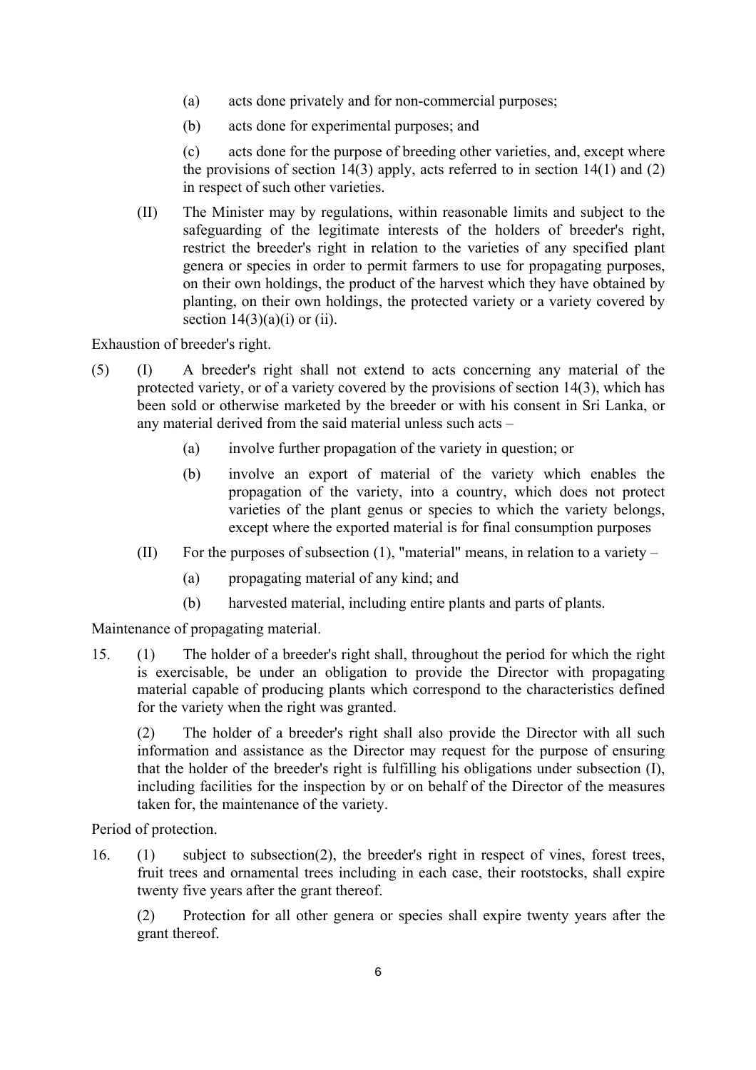(a) acts done privately and for non-commercial purposes;

(b) acts done for experimental purposes; and

(c) acts done for the purpose of breeding other varieties, and, except where the provisions of section 14(3) apply, acts referred to in section 14(1) and (2) in respect of such other varieties.

(II) The Minister may by regulations, within reasonable limits and subject to the safeguarding of the legitimate interests of the holders of breeder's right, restrict the breeder's right in relation to the varieties of any specified plant genera or species in order to permit farmers to use for propagating purposes, on their own holdings, the product of the harvest which they have obtained by planting, on their own holdings, the protected variety or a variety covered by section 14(3)(a)(i) or (ii).

Exhaustion of breeder's right.

(5) (I) A breeder's right shall not extend to acts concerning any material of the protected variety, or of a variety covered by the provisions of section 14(3), which has been sold or otherwise marketed by the breeder or with his consent in Sri Lanka, or any material derived from the said material unless such acts –

(a) involve further propagation of the variety in question; or

(b) involve an export of material of the variety which enables the propagation of the variety, into a country, which does not protect varieties of the plant genus or species to which the variety belongs, except where the exported material is for final consumption purposes

(II) For the purposes of subsection (1), "material" means, in relation to a variety –

(a) propagating material of any kind; and

(b) harvested material, including entire plants and parts of plants.

Maintenance of propagating material.

15. (1) The holder of a breeder's right shall, throughout the period for which the right is exercisable, be under an obligation to provide the Director with propagating material capable of producing plants which correspond to the characteristics defined for the variety when the right was granted.

(2) The holder of a breeder's right shall also provide the Director with all such information and assistance as the Director may request for the purpose of ensuring that the holder of the breeder's right is fulfilling his obligations under subsection (I), including facilities for the inspection by or on behalf of the Director of the measures taken for, the maintenance of the variety.

Period of protection.

16. (1) subject to subsection(2), the breeder's right in respect of vines, forest trees, fruit trees and ornamental trees including in each case, their rootstocks, shall expire twenty five years after the grant thereof.

(2) Protection for all other genera or species shall expire twenty years after the grant thereof.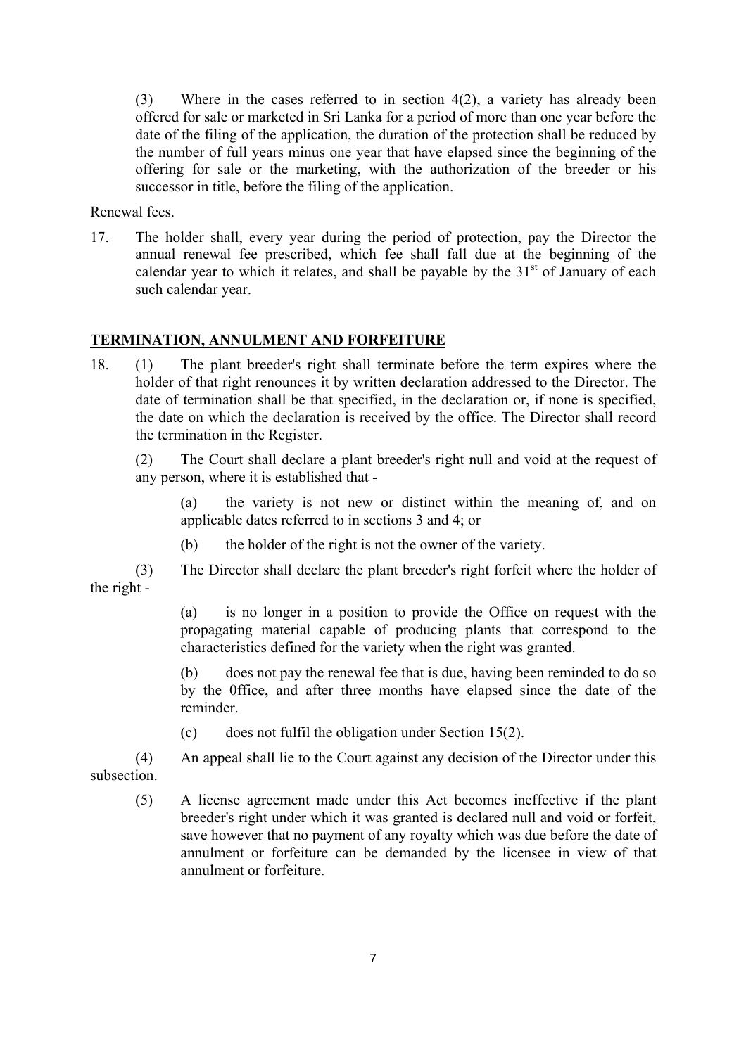(3) Where in the cases referred to in section 4(2), a variety has already been offered for sale or marketed in Sri Lanka for a period of more than one year before the date of the filing of the application, the duration of the protection shall be reduced by the number of full years minus one year that have elapsed since the beginning of the offering for sale or the marketing, with the authorization of the breeder or his successor in title, before the filing of the application.

Renewal fees.

17. The holder shall, every year during the period of protection, pay the Director the annual renewal fee prescribed, which fee shall fall due at the beginning of the calendar year to which it relates, and shall be payable by the 31st of January of each such calendar year.

## TERMINATION, ANNULMENT AND FORFEITURE

18. (1) The plant breeder's right shall terminate before the term expires where the holder of that right renounces it by written declaration addressed to the Director. The date of termination shall be that specified, in the declaration or, if none is specified, the date on which the declaration is received by the office. The Director shall record the termination in the Register.

(2) The Court shall declare a plant breeder's right null and void at the request of any person, where it is established that -

(a) the variety is not new or distinct within the meaning of, and on applicable dates referred to in sections 3 and 4; or

(b) the holder of the right is not the owner of the variety.

(3) The Director shall declare the plant breeder's right forfeit where the holder of the right -

(a) is no longer in a position to provide the Office on request with the propagating material capable of producing plants that correspond to the characteristics defined for the variety when the right was granted.

(b) does not pay the renewal fee that is due, having been reminded to do so by the 0ffice, and after three months have elapsed since the date of the reminder.

(c) does not fulfil the obligation under Section 15(2).

(4) An appeal shall lie to the Court against any decision of the Director under this subsection.

(5) A license agreement made under this Act becomes ineffective if the plant breeder's right under which it was granted is declared null and void or forfeit, save however that no payment of any royalty which was due before the date of annulment or forfeiture can be demanded by the licensee in view of that annulment or forfeiture.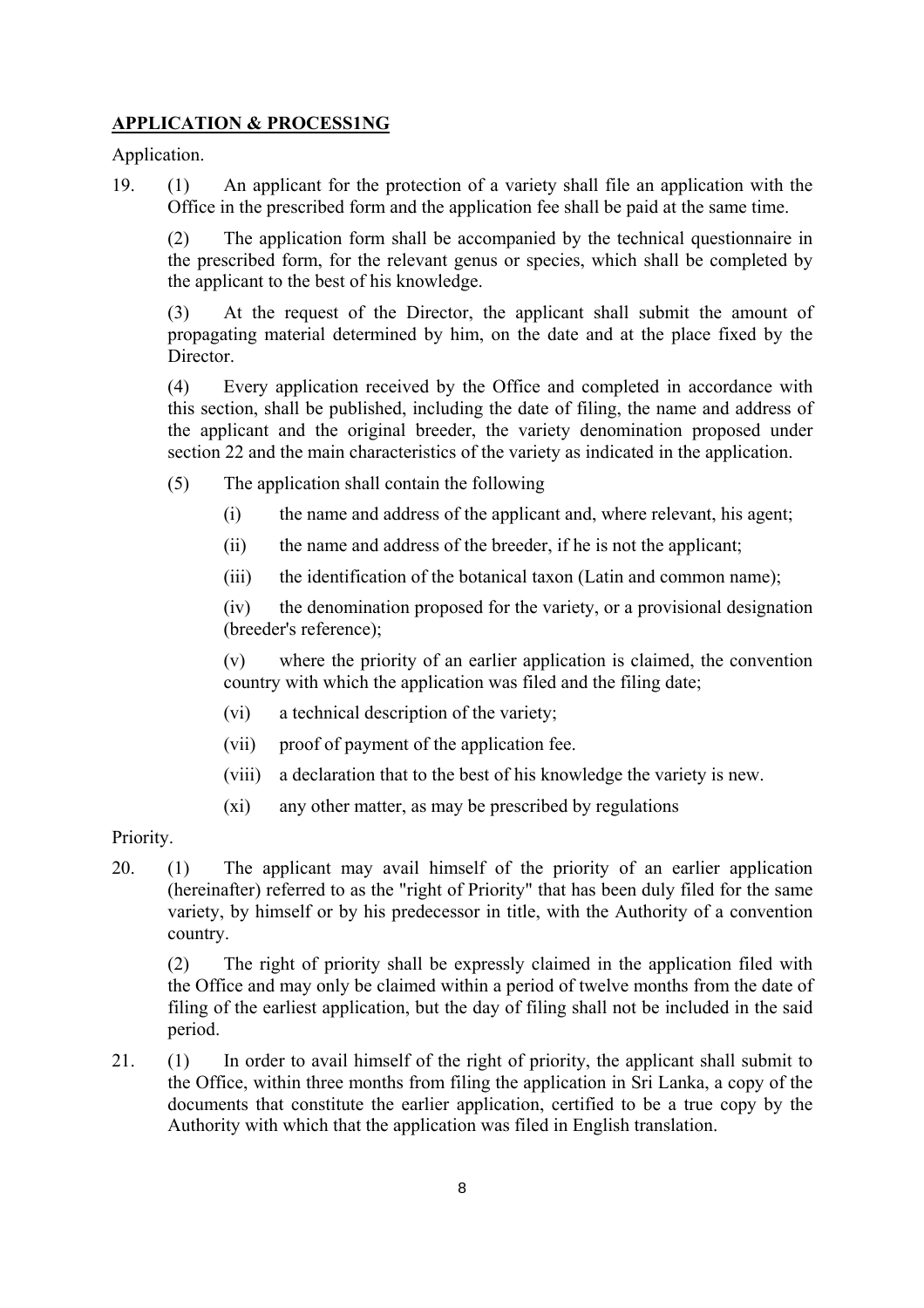## **APPLICATION & PROCESS1NG**

Application.

19. (1) An applicant for the protection of a variety shall file an application with the Office in the prescribed form and the application fee shall be paid at the same time.

(2) The application form shall be accompanied by the technical questionnaire in the prescribed form, for the relevant genus or species, which shall be completed by the applicant to the best of his knowledge.

(3) At the request of the Director, the applicant shall submit the amount of propagating material determined by him, on the date and at the place fixed by the Director.

(4) Every application received by the Office and completed in accordance with this section, shall be published, including the date of filing, the name and address of the applicant and the original breeder, the variety denomination proposed under section 22 and the main characteristics of the variety as indicated in the application.

(5) The application shall contain the following

(i) the name and address of the applicant and, where relevant, his agent;

(ii) the name and address of the breeder, if he is not the applicant;

(iii) the identification of the botanical taxon (Latin and common name);

(iv) the denomination proposed for the variety, or a provisional designation (breeder's reference);

(v) where the priority of an earlier application is claimed, the convention country with which the application was filed and the filing date;

(vi) a technical description of the variety;

(vii) proof of payment of the application fee.

(viii) a declaration that to the best of his knowledge the variety is new.

(xi) any other matter, as may be prescribed by regulations

Priority.

20. (1) The applicant may avail himself of the priority of an earlier application (hereinafter) referred to as the "right of Priority" that has been duly filed for the same variety, by himself or by his predecessor in title, with the Authority of a convention country.

(2) The right of priority shall be expressly claimed in the application filed with the Office and may only be claimed within a period of twelve months from the date of filing of the earliest application, but the day of filing shall not be included in the said period.

21. (1) In order to avail himself of the right of priority, the applicant shall submit to the Office, within three months from filing the application in Sri Lanka, a copy of the documents that constitute the earlier application, certified to be a true copy by the Authority with which that the application was filed in English translation.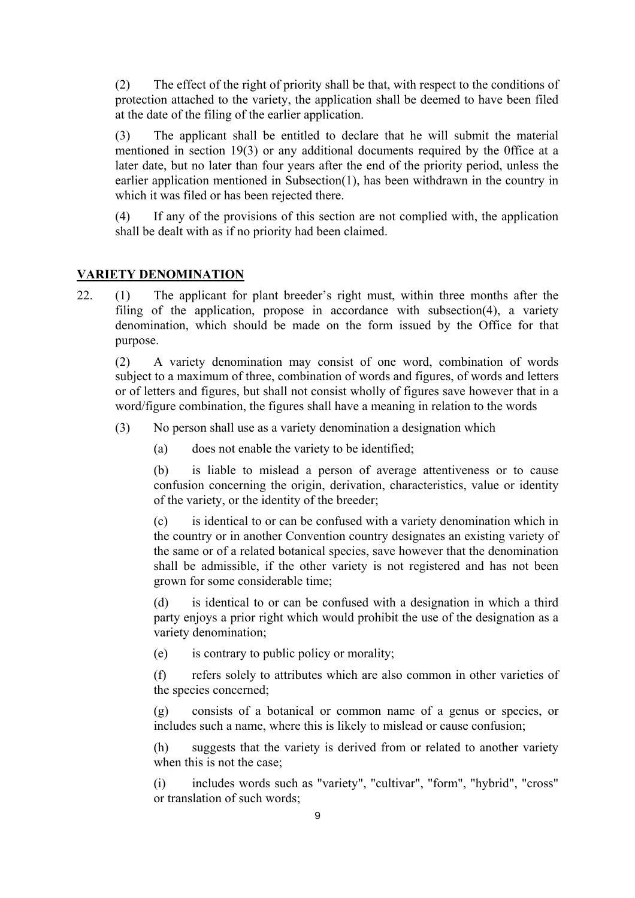(2) The effect of the right of priority shall be that, with respect to the conditions of protection attached to the variety, the application shall be deemed to have been filed at the date of the filing of the earlier application.

(3) The applicant shall be entitled to declare that he will submit the material mentioned in section 19(3) or any additional documents required by the 0ffice at a later date, but no later than four years after the end of the priority period, unless the earlier application mentioned in Subsection(1), has been withdrawn in the country in which it was filed or has been rejected there.

(4) If any of the provisions of this section are not complied with, the application shall be dealt with as if no priority had been claimed.

**VARIETY DENOMINATION**

22. (1) The applicant for plant breeder's right must, within three months after the filing of the application, propose in accordance with subsection(4), a variety denomination, which should be made on the form issued by the Office for that purpose.

(2) A variety denomination may consist of one word, combination of words subject to a maximum of three, combination of words and figures, of words and letters or of letters and figures, but shall not consist wholly of figures save however that in a word/figure combination, the figures shall have a meaning in relation to the words

(3) No person shall use as a variety denomination a designation which

(a) does not enable the variety to be identified;

(b) is liable to mislead a person of average attentiveness or to cause confusion concerning the origin, derivation, characteristics, value or identity of the variety, or the identity of the breeder;

(c) is identical to or can be confused with a variety denomination which in the country or in another Convention country designates an existing variety of the same or of a related botanical species, save however that the denomination shall be admissible, if the other variety is not registered and has not been grown for some considerable time;

(d) is identical to or can be confused with a designation in which a third party enjoys a prior right which would prohibit the use of the designation as a variety denomination;

(e) is contrary to public policy or morality;

(f) refers solely to attributes which are also common in other varieties of the species concerned;

(g) consists of a botanical or common name of a genus or species, or includes such a name, where this is likely to mislead or cause confusion;

(h) suggests that the variety is derived from or related to another variety when this is not the case;

(i) includes words such as "variety", "cultivar", "form", "hybrid", "cross" or translation of such words;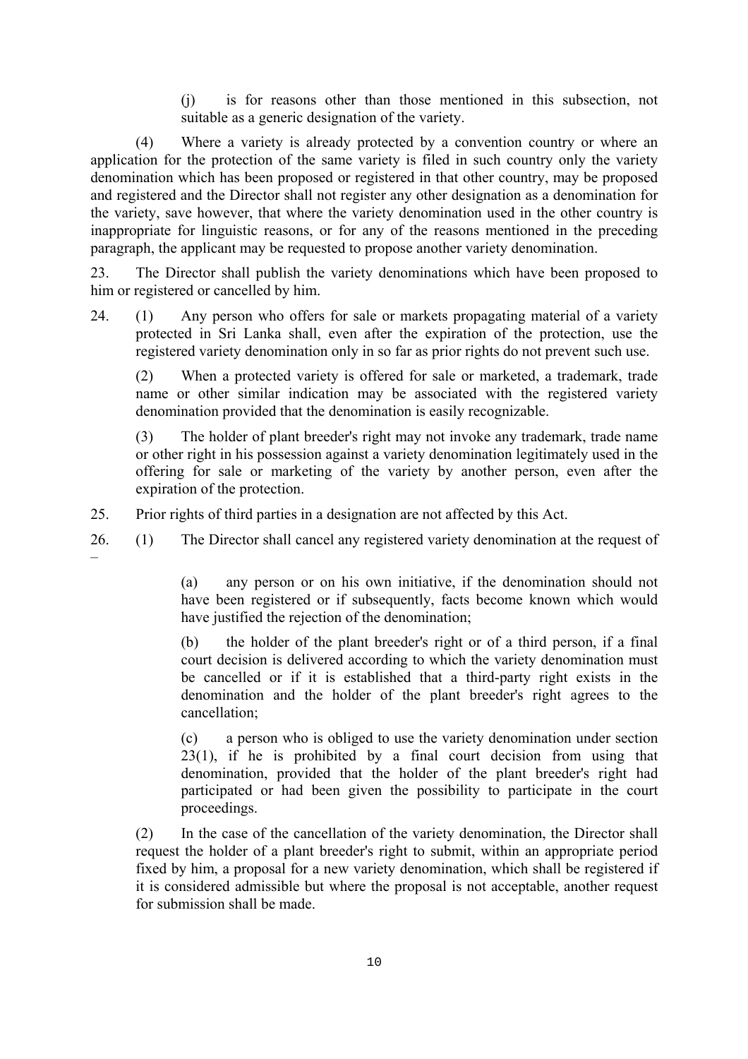(j) is for reasons other than those mentioned in this subsection, not suitable as a generic designation of the variety.

(4) Where a variety is already protected by a convention country or where an application for the protection of the same variety is filed in such country only the variety denomination which has been proposed or registered in that other country, may be proposed and registered and the Director shall not register any other designation as a denomination for the variety, save however, that where the variety denomination used in the other country is inappropriate for linguistic reasons, or for any of the reasons mentioned in the preceding paragraph, the applicant may be requested to propose another variety denomination.

23. The Director shall publish the variety denominations which have been proposed to him or registered or cancelled by him.

24. (1) Any person who offers for sale or markets propagating material of a variety protected in Sri Lanka shall, even after the expiration of the protection, use the registered variety denomination only in so far as prior rights do not prevent such use.

(2) When a protected variety is offered for sale or marketed, a trademark, trade name or other similar indication may be associated with the registered variety denomination provided that the denomination is easily recognizable.

(3) The holder of plant breeder's right may not invoke any trademark, trade name or other right in his possession against a variety denomination legitimately used in the offering for sale or marketing of the variety by another person, even after the expiration of the protection.

25. Prior rights of third parties in a designation are not affected by this Act.

26. (1) The Director shall cancel any registered variety denomination at the request of –

(a) any person or on his own initiative, if the denomination should not have been registered or if subsequently, facts become known which would have justified the rejection of the denomination;

(b) the holder of the plant breeder's right or of a third person, if a final court decision is delivered according to which the variety denomination must be cancelled or if it is established that a third-party right exists in the denomination and the holder of the plant breeder's right agrees to the cancellation;

(c) a person who is obliged to use the variety denomination under section 23(1), if he is prohibited by a final court decision from using that denomination, provided that the holder of the plant breeder's right had participated or had been given the possibility to participate in the court proceedings.

(2) In the case of the cancellation of the variety denomination, the Director shall request the holder of a plant breeder's right to submit, within an appropriate period fixed by him, a proposal for a new variety denomination, which shall be registered if it is considered admissible but where the proposal is not acceptable, another request for submission shall be made.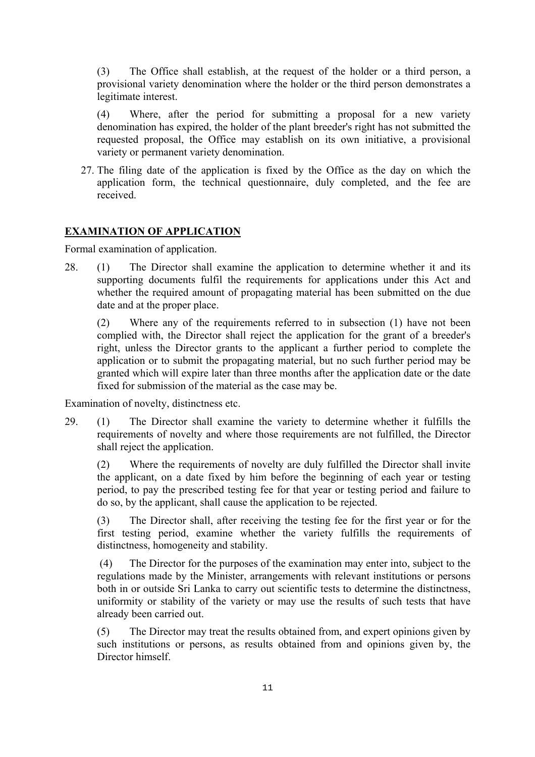(3) The Office shall establish, at the request of the holder or a third person, a provisional variety denomination where the holder or the third person demonstrates a legitimate interest.

(4) Where, after the period for submitting a proposal for a new variety denomination has expired, the holder of the plant breeder's right has not submitted the requested proposal, the Office may establish on its own initiative, a provisional variety or permanent variety denomination.

27. The filing date of the application is fixed by the Office as the day on which the application form, the technical questionnaire, duly completed, and the fee are received.

## EXAMINATION OF APPLICATION

Formal examination of application.

28. (1) The Director shall examine the application to determine whether it and its supporting documents fulfil the requirements for applications under this Act and whether the required amount of propagating material has been submitted on the due date and at the proper place.

(2) Where any of the requirements referred to in subsection (1) have not been complied with, the Director shall reject the application for the grant of a breeder's right, unless the Director grants to the applicant a further period to complete the application or to submit the propagating material, but no such further period may be granted which will expire later than three months after the application date or the date fixed for submission of the material as the case may be.

Examination of novelty, distinctness etc.

29. (1) The Director shall examine the variety to determine whether it fulfills the requirements of novelty and where those requirements are not fulfilled, the Director shall reject the application.

(2) Where the requirements of novelty are duly fulfilled the Director shall invite the applicant, on a date fixed by him before the beginning of each year or testing period, to pay the prescribed testing fee for that year or testing period and failure to do so, by the applicant, shall cause the application to be rejected.

(3) The Director shall, after receiving the testing fee for the first year or for the first testing period, examine whether the variety fulfills the requirements of distinctness, homogeneity and stability.

(4) The Director for the purposes of the examination may enter into, subject to the regulations made by the Minister, arrangements with relevant institutions or persons both in or outside Sri Lanka to carry out scientific tests to determine the distinctness, uniformity or stability of the variety or may use the results of such tests that have already been carried out.

(5) The Director may treat the results obtained from, and expert opinions given by such institutions or persons, as results obtained from and opinions given by, the Director himself.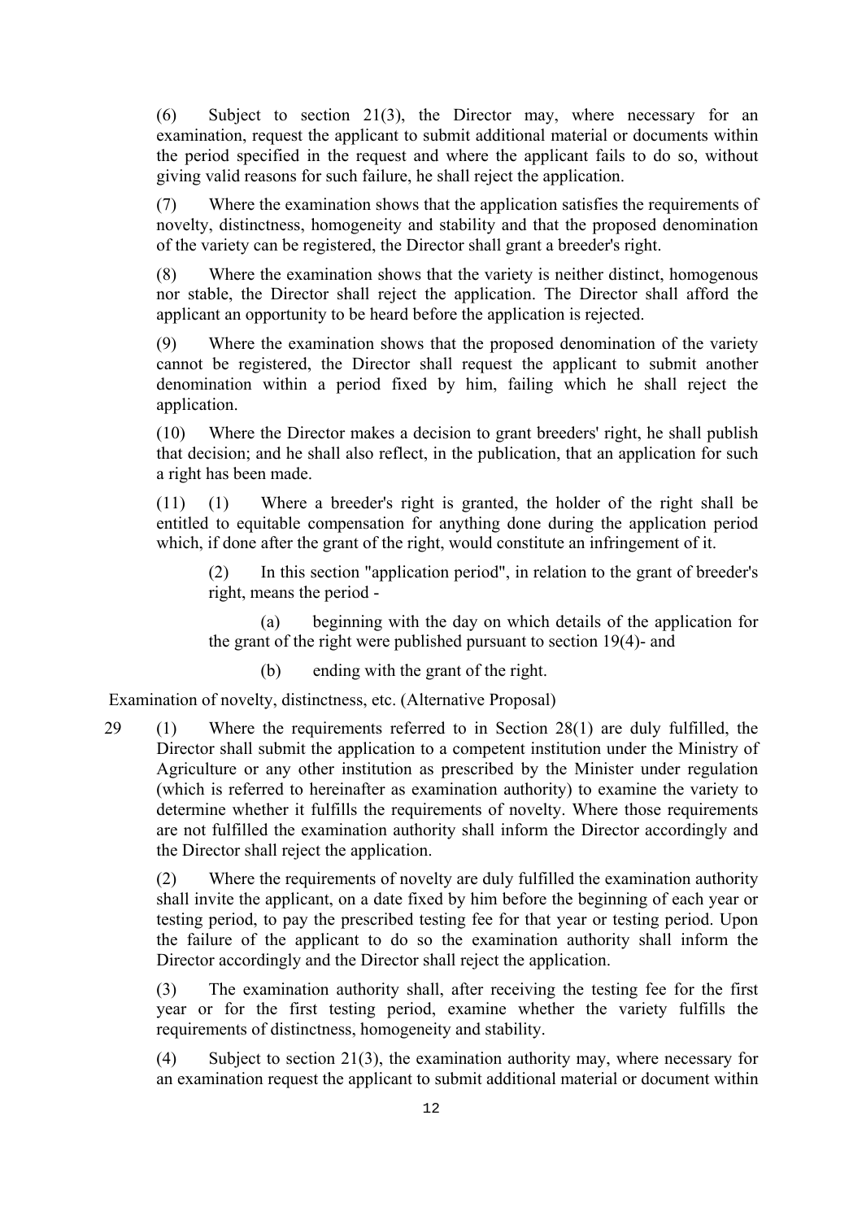(6) Subject to section 21(3), the Director may, where necessary for an examination, request the applicant to submit additional material or documents within the period specified in the request and where the applicant fails to do so, without giving valid reasons for such failure, he shall reject the application.

(7) Where the examination shows that the application satisfies the requirements of novelty, distinctness, homogeneity and stability and that the proposed denomination of the variety can be registered, the Director shall grant a breeder's right.

(8) Where the examination shows that the variety is neither distinct, homogenous nor stable, the Director shall reject the application. The Director shall afford the applicant an opportunity to be heard before the application is rejected.

(9) Where the examination shows that the proposed denomination of the variety cannot be registered, the Director shall request the applicant to submit another denomination within a period fixed by him, failing which he shall reject the application.

(10) Where the Director makes a decision to grant breeders' right, he shall publish that decision; and he shall also reflect, in the publication, that an application for such a right has been made.

(11) (1) Where a breeder's right is granted, the holder of the right shall be entitled to equitable compensation for anything done during the application period which, if done after the grant of the right, would constitute an infringement of it.

(2) In this section "application period", in relation to the grant of breeder's right, means the period -

(a) beginning with the day on which details of the application for the grant of the right were published pursuant to section 19(4)- and

(b) ending with the grant of the right.

Examination of novelty, distinctness, etc. (Alternative Proposal)

29 (1) Where the requirements referred to in Section 28(1) are duly fulfilled, the Director shall submit the application to a competent institution under the Ministry of Agriculture or any other institution as prescribed by the Minister under regulation (which is referred to hereinafter as examination authority) to examine the variety to determine whether it fulfills the requirements of novelty. Where those requirements are not fulfilled the examination authority shall inform the Director accordingly and the Director shall reject the application.

(2) Where the requirements of novelty are duly fulfilled the examination authority shall invite the applicant, on a date fixed by him before the beginning of each year or testing period, to pay the prescribed testing fee for that year or testing period. Upon the failure of the applicant to do so the examination authority shall inform the Director accordingly and the Director shall reject the application.

(3) The examination authority shall, after receiving the testing fee for the first year or for the first testing period, examine whether the variety fulfills the requirements of distinctness, homogeneity and stability.

(4) Subject to section 21(3), the examination authority may, where necessary for an examination request the applicant to submit additional material or document within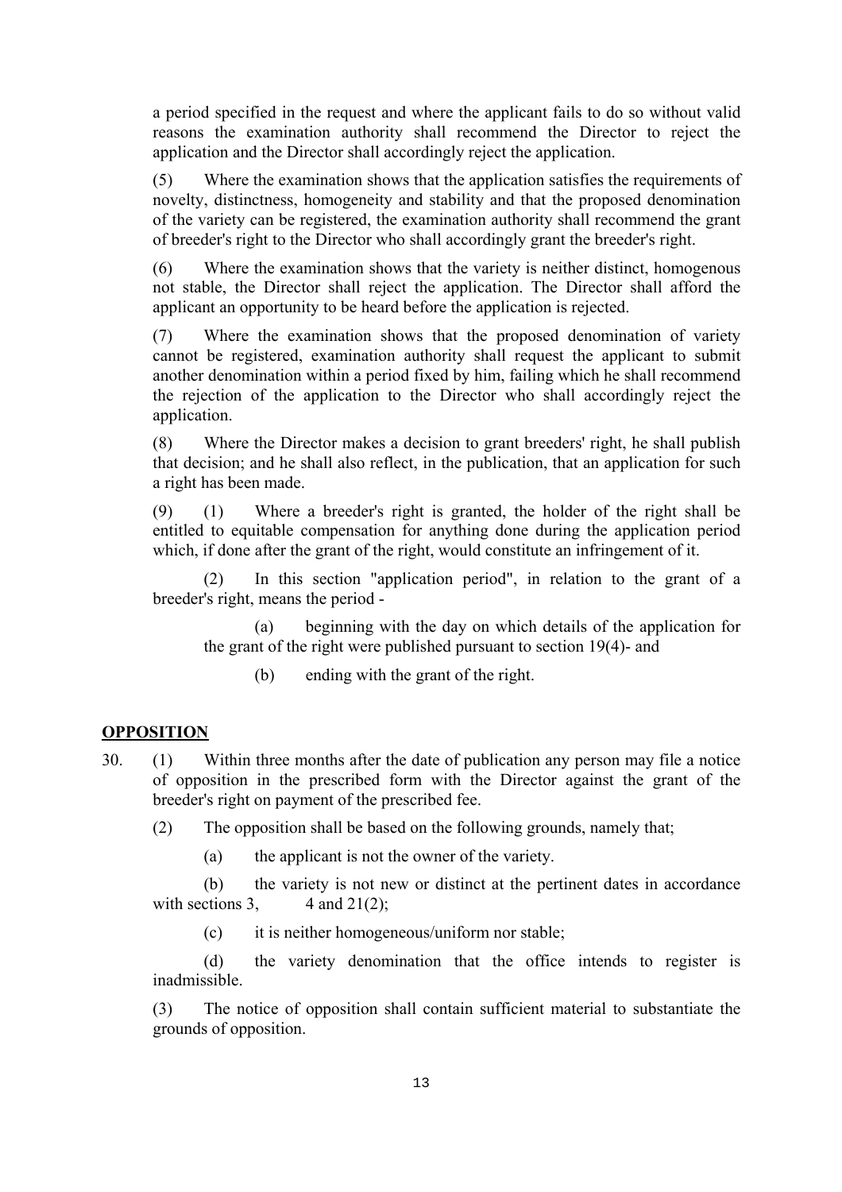a period specified in the request and where the applicant fails to do so without valid reasons the examination authority shall recommend the Director to reject the application and the Director shall accordingly reject the application.

(5) Where the examination shows that the application satisfies the requirements of novelty, distinctness, homogeneity and stability and that the proposed denomination of the variety can be registered, the examination authority shall recommend the grant of breeder's right to the Director who shall accordingly grant the breeder's right.

(6) Where the examination shows that the variety is neither distinct, homogenous not stable, the Director shall reject the application. The Director shall afford the applicant an opportunity to be heard before the application is rejected.

(7) Where the examination shows that the proposed denomination of variety cannot be registered, examination authority shall request the applicant to submit another denomination within a period fixed by him, failing which he shall recommend the rejection of the application to the Director who shall accordingly reject the application.

(8) Where the Director makes a decision to grant breeders' right, he shall publish that decision; and he shall also reflect, in the publication, that an application for such a right has been made.

(9) (1) Where a breeder's right is granted, the holder of the right shall be entitled to equitable compensation for anything done during the application period which, if done after the grant of the right, would constitute an infringement of it.

(2) In this section "application period", in relation to the grant of a breeder's right, means the period -

(a) beginning with the day on which details of the application for the grant of the right were published pursuant to section 19(4)- and

(b) ending with the grant of the right.

**OPPOSITION**

30. (1) Within three months after the date of publication any person may file a notice of opposition in the prescribed form with the Director against the grant of the breeder's right on payment of the prescribed fee.

(2) The opposition shall be based on the following grounds, namely that;

(a) the applicant is not the owner of the variety.

(b) the variety is not new or distinct at the pertinent dates in accordance with sections 3, 4 and 21(2);

(c) it is neither homogeneous/uniform nor stable;

(d) the variety denomination that the office intends to register is inadmissible.

(3) The notice of opposition shall contain sufficient material to substantiate the grounds of opposition.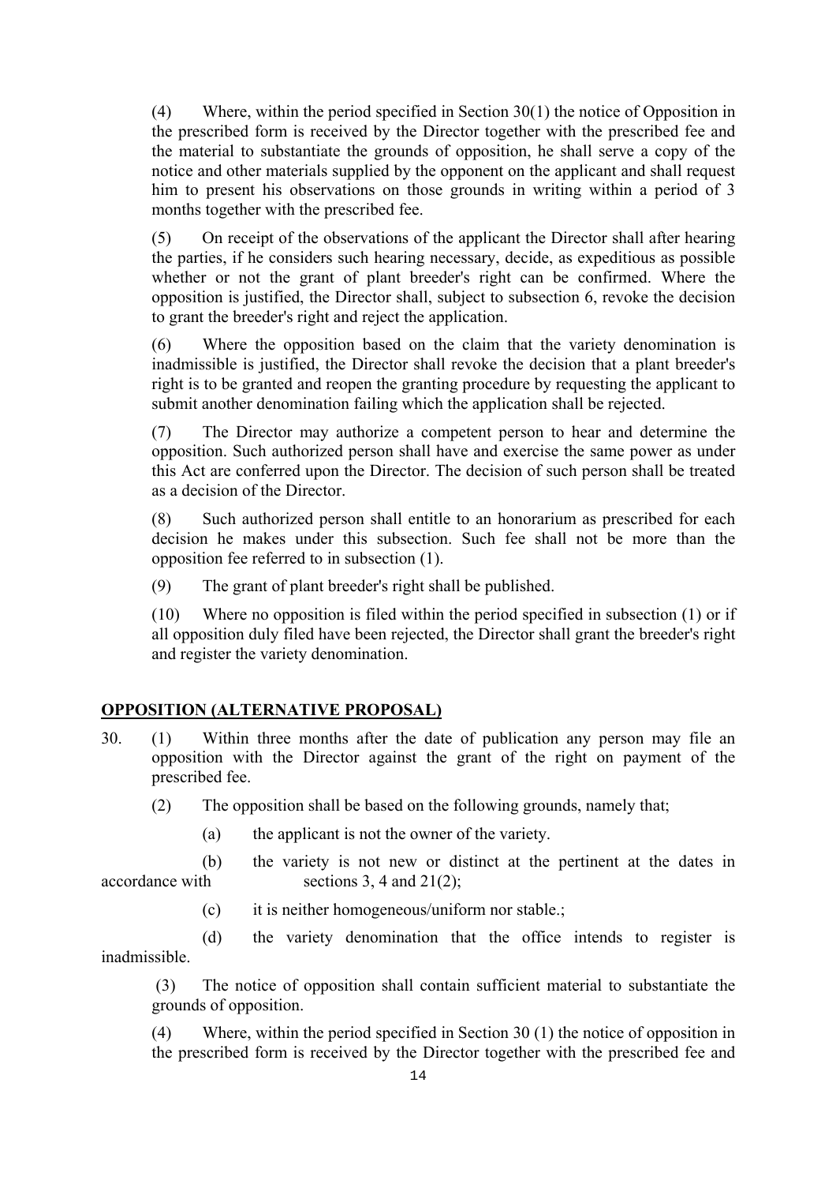(4) Where, within the period specified in Section 30(1) the notice of Opposition in the prescribed form is received by the Director together with the prescribed fee and the material to substantiate the grounds of opposition, he shall serve a copy of the notice and other materials supplied by the opponent on the applicant and shall request him to present his observations on those grounds in writing within a period of 3 months together with the prescribed fee.

(5) On receipt of the observations of the applicant the Director shall after hearing the parties, if he considers such hearing necessary, decide, as expeditious as possible whether or not the grant of plant breeder's right can be confirmed. Where the opposition is justified, the Director shall, subject to subsection 6, revoke the decision to grant the breeder's right and reject the application.

(6) Where the opposition based on the claim that the variety denomination is inadmissible is justified, the Director shall revoke the decision that a plant breeder's right is to be granted and reopen the granting procedure by requesting the applicant to submit another denomination failing which the application shall be rejected.

(7) The Director may authorize a competent person to hear and determine the opposition. Such authorized person shall have and exercise the same power as under this Act are conferred upon the Director. The decision of such person shall be treated as a decision of the Director.

(8) Such authorized person shall entitle to an honorarium as prescribed for each decision he makes under this subsection. Such fee shall not be more than the opposition fee referred to in subsection (1).

(9) The grant of plant breeder's right shall be published.

(10) Where no opposition is filed within the period specified in subsection (1) or if all opposition duly filed have been rejected, the Director shall grant the breeder's right and register the variety denomination.

**OPPOSITION (ALTERNATIVE PROPOSAL)**

30. (1) Within three months after the date of publication any person may file an opposition with the Director against the grant of the right on payment of the prescribed fee.

(2) The opposition shall be based on the following grounds, namely that;

(a) the applicant is not the owner of the variety.

(b) the variety is not new or distinct at the pertinent at the dates in accordance with sections 3, 4 and 21(2);

(c) it is neither homogeneous/uniform nor stable.;

(d) the variety denomination that the office intends to register is inadmissible.

(3) The notice of opposition shall contain sufficient material to substantiate the grounds of opposition.

(4) Where, within the period specified in Section 30 (1) the notice of opposition in the prescribed form is received by the Director together with the prescribed fee and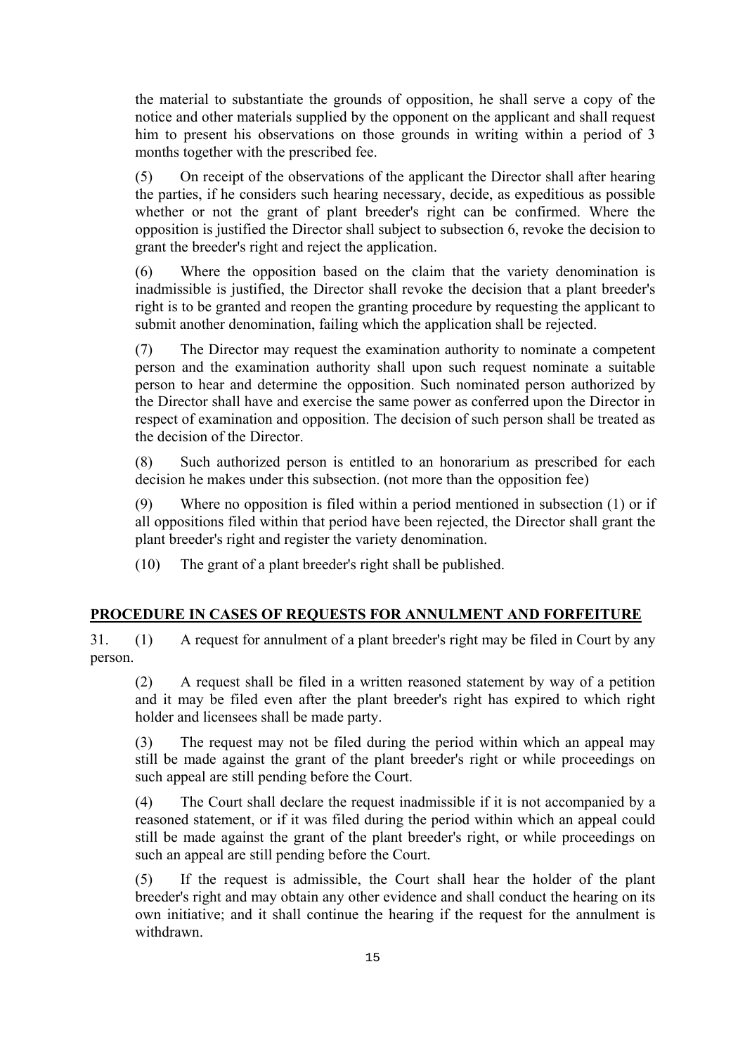the material to substantiate the grounds of opposition, he shall serve a copy of the notice and other materials supplied by the opponent on the applicant and shall request him to present his observations on those grounds in writing within a period of 3 months together with the prescribed fee.

(5) On receipt of the observations of the applicant the Director shall after hearing the parties, if he considers such hearing necessary, decide, as expeditious as possible whether or not the grant of plant breeder's right can be confirmed. Where the opposition is justified the Director shall subject to subsection 6, revoke the decision to grant the breeder's right and reject the application.

(6) Where the opposition based on the claim that the variety denomination is inadmissible is justified, the Director shall revoke the decision that a plant breeder's right is to be granted and reopen the granting procedure by requesting the applicant to submit another denomination, failing which the application shall be rejected.

(7) The Director may request the examination authority to nominate a competent person and the examination authority shall upon such request nominate a suitable person to hear and determine the opposition. Such nominated person authorized by the Director shall have and exercise the same power as conferred upon the Director in respect of examination and opposition. The decision of such person shall be treated as the decision of the Director.

(8) Such authorized person is entitled to an honorarium as prescribed for each decision he makes under this subsection. (not more than the opposition fee)

(9) Where no opposition is filed within a period mentioned in subsection (1) or if all oppositions filed within that period have been rejected, the Director shall grant the plant breeder's right and register the variety denomination.

(10) The grant of a plant breeder's right shall be published.

## PROCEDURE IN CASES OF REQUESTS FOR ANNULMENT AND FORFEITURE

31. (1) A request for annulment of a plant breeder's right may be filed in Court by any person.

(2) A request shall be filed in a written reasoned statement by way of a petition and it may be filed even after the plant breeder's right has expired to which right holder and licensees shall be made party.

(3) The request may not be filed during the period within which an appeal may still be made against the grant of the plant breeder's right or while proceedings on such appeal are still pending before the Court.

(4) The Court shall declare the request inadmissible if it is not accompanied by a reasoned statement, or if it was filed during the period within which an appeal could still be made against the grant of the plant breeder's right, or while proceedings on such an appeal are still pending before the Court.

(5) If the request is admissible, the Court shall hear the holder of the plant breeder's right and may obtain any other evidence and shall conduct the hearing on its own initiative; and it shall continue the hearing if the request for the annulment is withdrawn.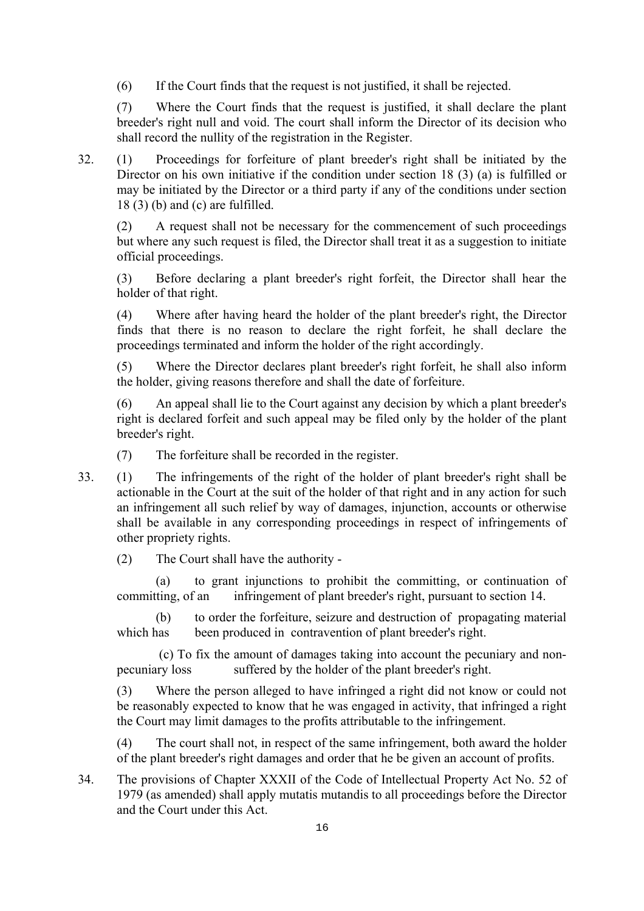(6) If the Court finds that the request is not justified, it shall be rejected.

(7) Where the Court finds that the request is justified, it shall declare the plant breeder's right null and void. The court shall inform the Director of its decision who shall record the nullity of the registration in the Register.

32. (1) Proceedings for forfeiture of plant breeder's right shall be initiated by the Director on his own initiative if the condition under section 18 (3) (a) is fulfilled or may be initiated by the Director or a third party if any of the conditions under section 18 (3) (b) and (c) are fulfilled.

(2) A request shall not be necessary for the commencement of such proceedings but where any such request is filed, the Director shall treat it as a suggestion to initiate official proceedings.

(3) Before declaring a plant breeder's right forfeit, the Director shall hear the holder of that right.

(4) Where after having heard the holder of the plant breeder's right, the Director finds that there is no reason to declare the right forfeit, he shall declare the proceedings terminated and inform the holder of the right accordingly.

(5) Where the Director declares plant breeder's right forfeit, he shall also inform the holder, giving reasons therefore and shall the date of forfeiture.

(6) An appeal shall lie to the Court against any decision by which a plant breeder's right is declared forfeit and such appeal may be filed only by the holder of the plant breeder's right.

(7) The forfeiture shall be recorded in the register.

33. (1) The infringements of the right of the holder of plant breeder's right shall be actionable in the Court at the suit of the holder of that right and in any action for such an infringement all such relief by way of damages, injunction, accounts or otherwise shall be available in any corresponding proceedings in respect of infringements of other propriety rights.

(2) The Court shall have the authority -

(a) to grant injunctions to prohibit the committing, or continuation of committing, of an infringement of plant breeder's right, pursuant to section 14.

(b) to order the forfeiture, seizure and destruction of propagating material which has been produced in contravention of plant breeder's right.

(c) To fix the amount of damages taking into account the pecuniary and non-pecuniary loss suffered by the holder of the plant breeder's right.

(3) Where the person alleged to have infringed a right did not know or could not be reasonably expected to know that he was engaged in activity, that infringed a right the Court may limit damages to the profits attributable to the infringement.

(4) The court shall not, in respect of the same infringement, both award the holder of the plant breeder's right damages and order that he be given an account of profits.

34. The provisions of Chapter XXXII of the Code of Intellectual Property Act No. 52 of 1979 (as amended) shall apply mutatis mutandis to all proceedings before the Director and the Court under this Act.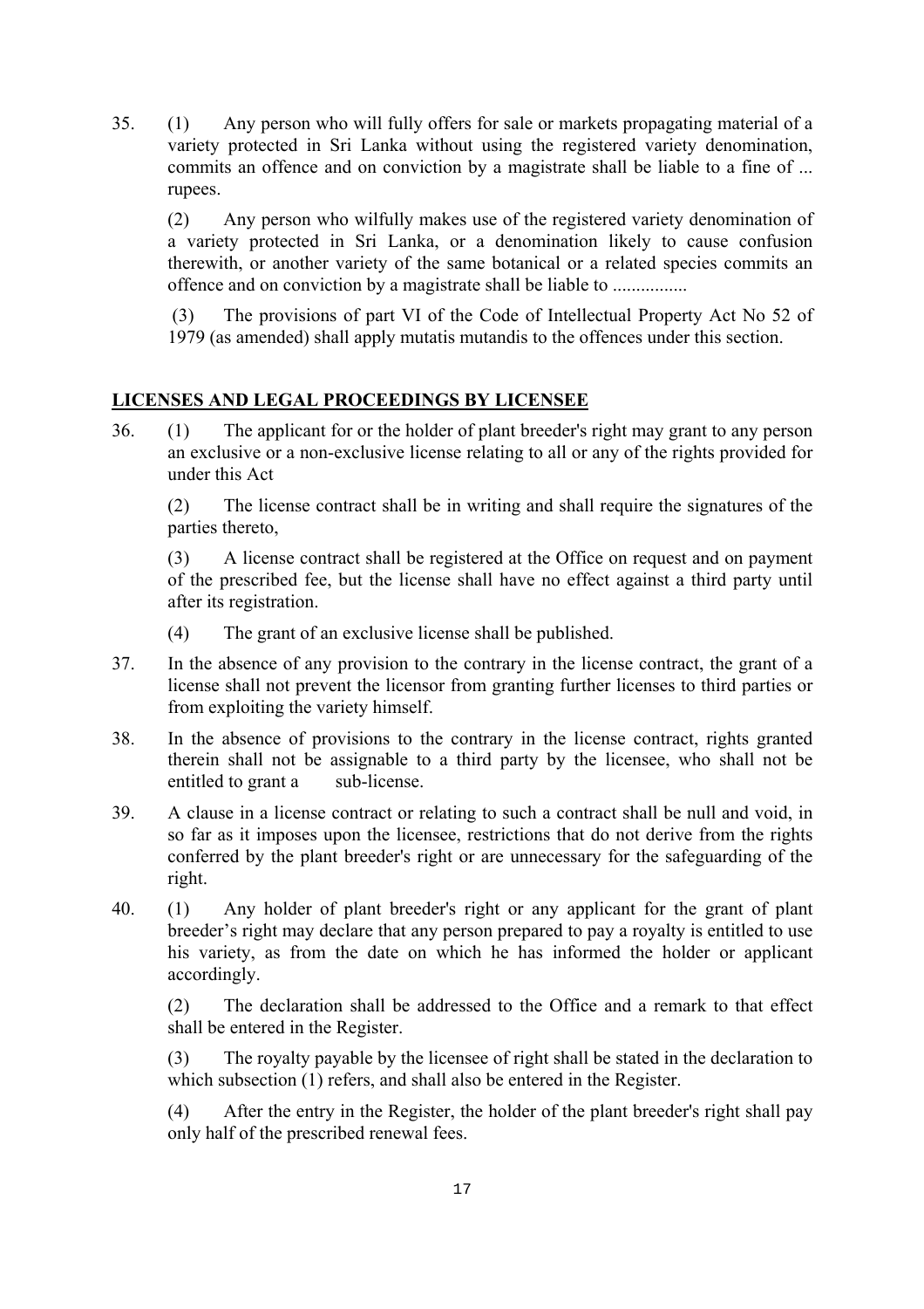35. (1) Any person who will fully offers for sale or markets propagating material of a variety protected in Sri Lanka without using the registered variety denomination, commits an offence and on conviction by a magistrate shall be liable to a fine of ... rupees.

    (2) Any person who wilfully makes use of the registered variety denomination of a variety protected in Sri Lanka, or a denomination likely to cause confusion therewith, or another variety of the same botanical or a related species commits an offence and on conviction by a magistrate shall be liable to ................

    (3) The provisions of part VI of the Code of Intellectual Property Act No 52 of 1979 (as amended) shall apply mutatis mutandis to the offences under this section.

## **LICENSES AND LEGAL PROCEEDINGS BY LICENSEE**

36. (1) The applicant for or the holder of plant breeder's right may grant to any person an exclusive or a non-exclusive license relating to all or any of the rights provided for under this Act

    (2) The license contract shall be in writing and shall require the signatures of the parties thereto,

    (3) A license contract shall be registered at the Office on request and on payment of the prescribed fee, but the license shall have no effect against a third party until after its registration.

    (4) The grant of an exclusive license shall be published.

37. In the absence of any provision to the contrary in the license contract, the grant of a license shall not prevent the licensor from granting further licenses to third parties or from exploiting the variety himself.

38. In the absence of provisions to the contrary in the license contract, rights granted therein shall not be assignable to a third party by the licensee, who shall not be entitled to grant a sub-license.

39. A clause in a license contract or relating to such a contract shall be null and void, in so far as it imposes upon the licensee, restrictions that do not derive from the rights conferred by the plant breeder's right or are unnecessary for the safeguarding of the right.

40. (1) Any holder of plant breeder's right or any applicant for the grant of plant breeder's right may declare that any person prepared to pay a royalty is entitled to use his variety, as from the date on which he has informed the holder or applicant accordingly.

    (2) The declaration shall be addressed to the Office and a remark to that effect shall be entered in the Register.

    (3) The royalty payable by the licensee of right shall be stated in the declaration to which subsection (1) refers, and shall also be entered in the Register.

    (4) After the entry in the Register, the holder of the plant breeder's right shall pay only half of the prescribed renewal fees.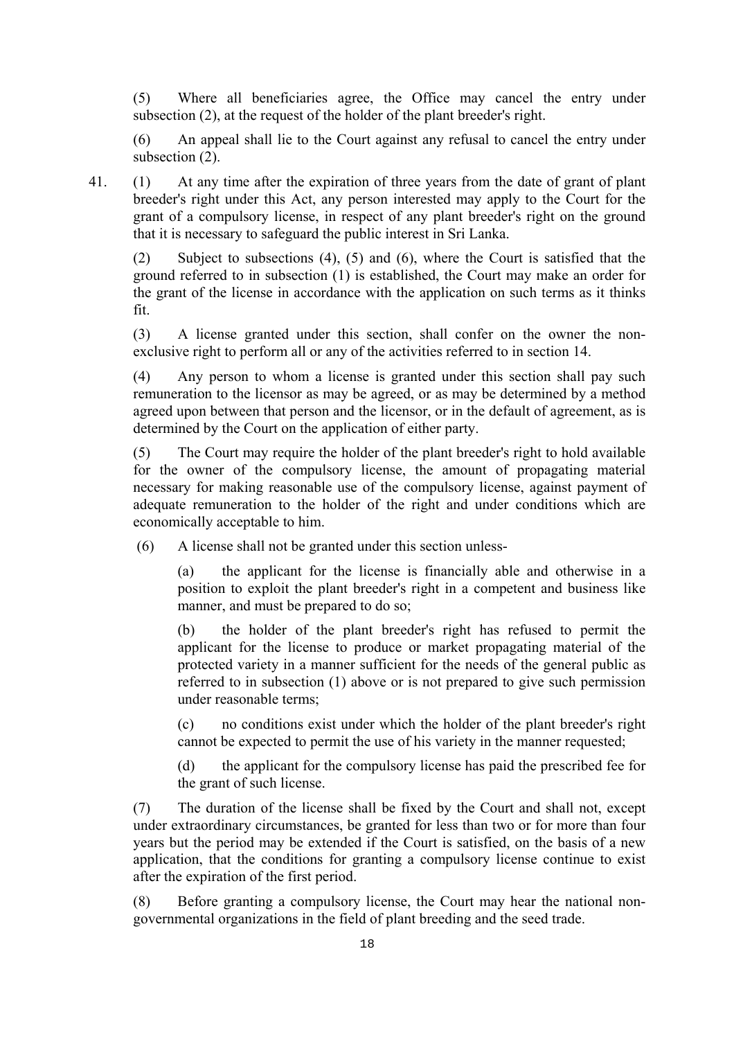(5) Where all beneficiaries agree, the Office may cancel the entry under subsection (2), at the request of the holder of the plant breeder's right.

(6) An appeal shall lie to the Court against any refusal to cancel the entry under subsection (2).

41. (1) At any time after the expiration of three years from the date of grant of plant breeder's right under this Act, any person interested may apply to the Court for the grant of a compulsory license, in respect of any plant breeder's right on the ground that it is necessary to safeguard the public interest in Sri Lanka.

(2) Subject to subsections (4), (5) and (6), where the Court is satisfied that the ground referred to in subsection (1) is established, the Court may make an order for the grant of the license in accordance with the application on such terms as it thinks fit.

(3) A license granted under this section, shall confer on the owner the non-exclusive right to perform all or any of the activities referred to in section 14.

(4) Any person to whom a license is granted under this section shall pay such remuneration to the licensor as may be agreed, or as may be determined by a method agreed upon between that person and the licensor, or in the default of agreement, as is determined by the Court on the application of either party.

(5) The Court may require the holder of the plant breeder's right to hold available for the owner of the compulsory license, the amount of propagating material necessary for making reasonable use of the compulsory license, against payment of adequate remuneration to the holder of the right and under conditions which are economically acceptable to him.

(6) A license shall not be granted under this section unless-

(a) the applicant for the license is financially able and otherwise in a position to exploit the plant breeder's right in a competent and business like manner, and must be prepared to do so;

(b) the holder of the plant breeder's right has refused to permit the applicant for the license to produce or market propagating material of the protected variety in a manner sufficient for the needs of the general public as referred to in subsection (1) above or is not prepared to give such permission under reasonable terms;

(c) no conditions exist under which the holder of the plant breeder's right cannot be expected to permit the use of his variety in the manner requested;

(d) the applicant for the compulsory license has paid the prescribed fee for the grant of such license.

(7) The duration of the license shall be fixed by the Court and shall not, except under extraordinary circumstances, be granted for less than two or for more than four years but the period may be extended if the Court is satisfied, on the basis of a new application, that the conditions for granting a compulsory license continue to exist after the expiration of the first period.

(8) Before granting a compulsory license, the Court may hear the national non-governmental organizations in the field of plant breeding and the seed trade.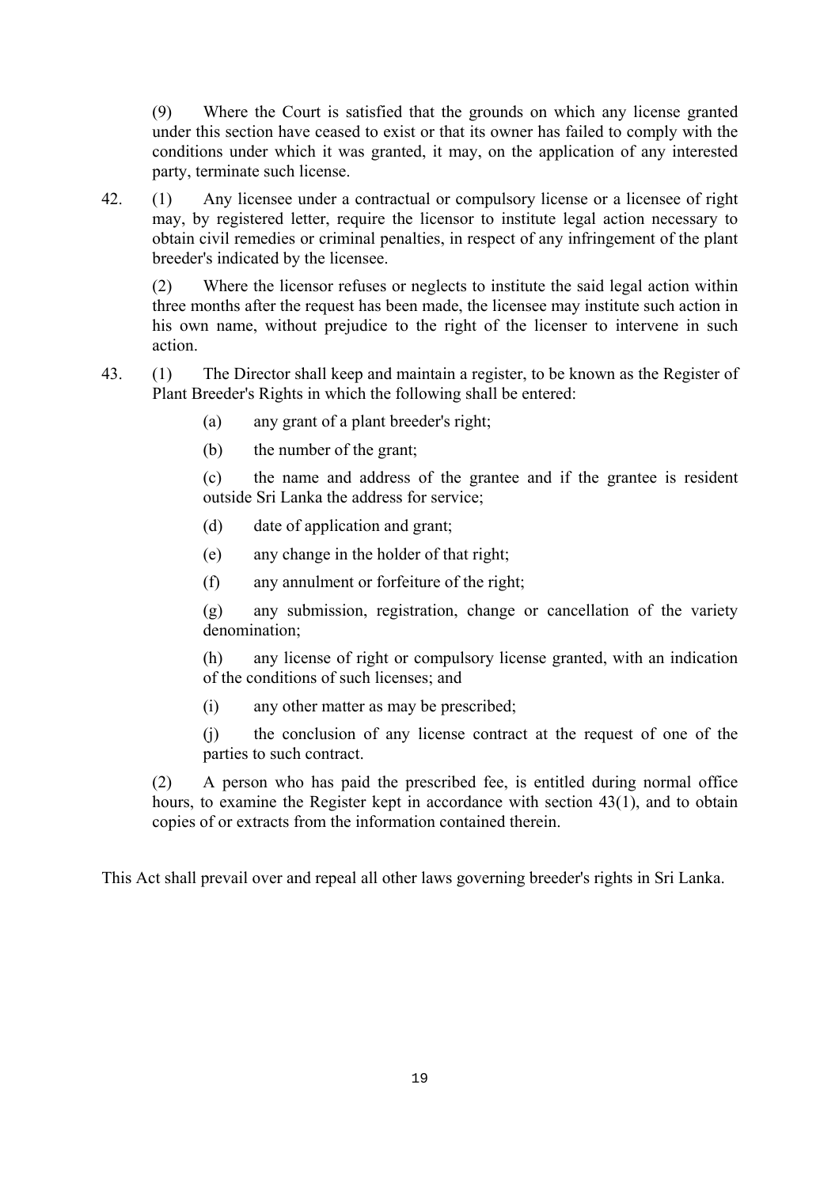(9) Where the Court is satisfied that the grounds on which any license granted under this section have ceased to exist or that its owner has failed to comply with the conditions under which it was granted, it may, on the application of any interested party, terminate such license.

42. (1) Any licensee under a contractual or compulsory license or a licensee of right may, by registered letter, require the licensor to institute legal action necessary to obtain civil remedies or criminal penalties, in respect of any infringement of the plant breeder's indicated by the licensee.

(2) Where the licensor refuses or neglects to institute the said legal action within three months after the request has been made, the licensee may institute such action in his own name, without prejudice to the right of the licenser to intervene in such action.

43. (1) The Director shall keep and maintain a register, to be known as the Register of Plant Breeder's Rights in which the following shall be entered:

(a) any grant of a plant breeder's right;

(b) the number of the grant;

(c) the name and address of the grantee and if the grantee is resident outside Sri Lanka the address for service;

(d) date of application and grant;

(e) any change in the holder of that right;

(f) any annulment or forfeiture of the right;

(g) any submission, registration, change or cancellation of the variety denomination;

(h) any license of right or compulsory license granted, with an indication of the conditions of such licenses; and

(i) any other matter as may be prescribed;

(j) the conclusion of any license contract at the request of one of the parties to such contract.

(2) A person who has paid the prescribed fee, is entitled during normal office hours, to examine the Register kept in accordance with section 43(1), and to obtain copies of or extracts from the information contained therein.

This Act shall prevail over and repeal all other laws governing breeder's rights in Sri Lanka.